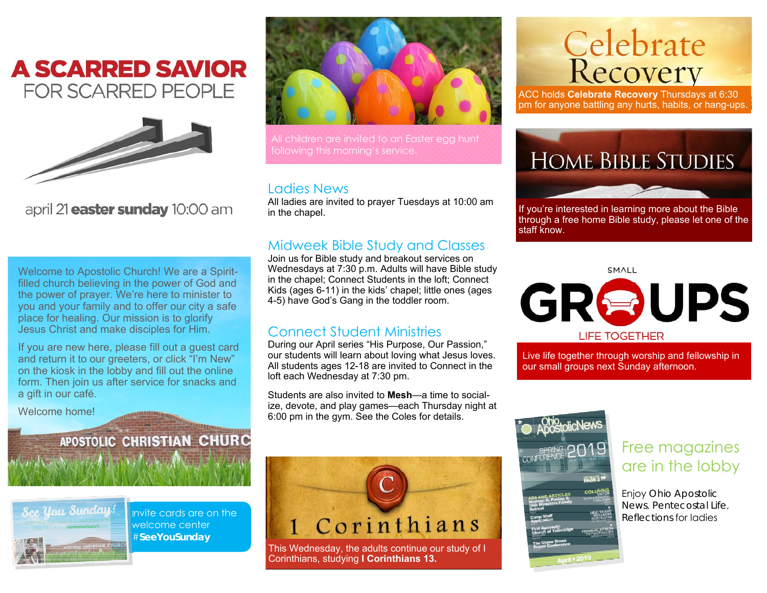# A SCARRED SAVIOR
## FOR SCARRED PEOPLE

april 21 **easter sunday** 10:00 am

Welcome to Apostolic Church! We are a Spirit-filled church believing in the power of God and the power of prayer. We're here to minister to you and your family and to offer our city a safe place for healing. Our mission is to glorify Jesus Christ and make disciples for Him.

If you are new here, please fill out a guest card and return it to our greeters, or click "I'm New" on the kiosk in the lobby and fill out the online form. Then join us after service for snacks and a gift in our café.

Welcome home!

APOSTOLIC CHRISTIAN CHURC

Invite cards are on the welcome center **#SeeYouSunday**

All children are invited to an Easter egg hunt following this morning's service.

## Ladies News

All ladies are invited to prayer Tuesdays at 10:00 am in the chapel.

## Midweek Bible Study and Classes

Join us for Bible study and breakout services on Wednesdays at 7:30 p.m. Adults will have Bible study in the chapel; Connect Students in the loft; Connect Kids (ages 6-11) in the kids' chapel; little ones (ages 4-5) have God's Gang in the toddler room.

## Connect Student Ministries

During our April series "His Purpose, Our Passion," our students will learn about loving what Jesus loves. All students ages 12-18 are invited to Connect in the loft each Wednesday at 7:30 pm.

Students are also invited to **Mesh**—a time to socialize, devote, and play games—each Thursday night at 6:00 pm in the gym. See the Coles for details.

## 1 Corinthians

This Wednesday, the adults continue our study of I Corinthians, studying **I Corinthians 13.**

## Celebrate Recovery

ACC holds **Celebrate Recovery** Thursdays at 6:30 pm for anyone battling any hurts, habits, or hang-ups.

## Home Bible Studies

If you're interested in learning more about the Bible through a free home Bible study, please let one of the staff know.

## SMALL GROUPS
### LIFE TOGETHER

Live life together through worship and fellowship in our small groups next Sunday afternoon.

## Free magazines are in the lobby

Enjoy Ohio Apostolic News, Pentecostal Life, Reflections for ladies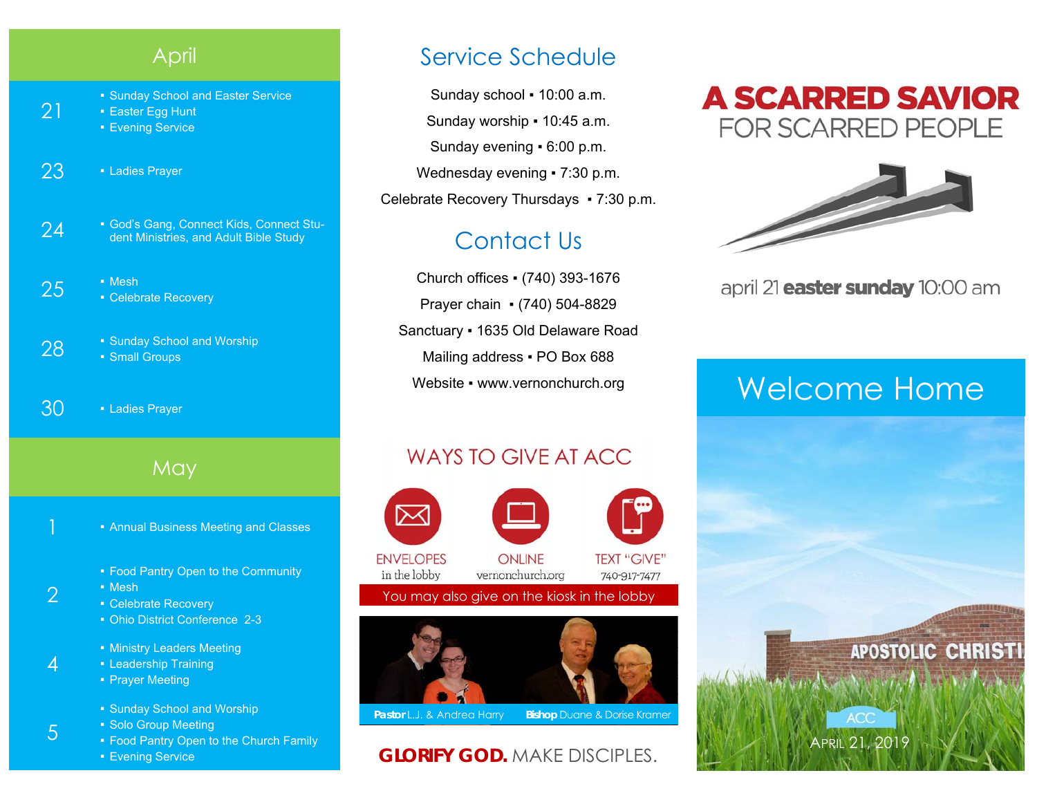## April

| | |
|---|---|
| 21 | ▪ Sunday School and Easter Service<br>▪ Easter Egg Hunt<br>▪ Evening Service |
| 23 | ▪ Ladies Prayer |
| 24 | ▪ God's Gang, Connect Kids, Connect Student Ministries, and Adult Bible Study |
| 25 | ▪ Mesh<br>▪ Celebrate Recovery |
| 28 | ▪ Sunday School and Worship<br>▪ Small Groups |
| 30 | ▪ Ladies Prayer |

## May

| | |
|---|---|
| 1 | ▪ Annual Business Meeting and Classes |
| 2 | ▪ Food Pantry Open to the Community<br>▪ Mesh<br>▪ Celebrate Recovery<br>▪ Ohio District Conference 2-3 |
| 4 | ▪ Ministry Leaders Meeting<br>▪ Leadership Training<br>▪ Prayer Meeting |
| 5 | ▪ Sunday School and Worship<br>▪ Solo Group Meeting<br>▪ Food Pantry Open to the Church Family<br>▪ Evening Service |

## Service Schedule

Sunday school ▪ 10:00 a.m.

Sunday worship ▪ 10:45 a.m.

Sunday evening ▪ 6:00 p.m.

Wednesday evening ▪ 7:30 p.m.

Celebrate Recovery Thursdays ▪ 7:30 p.m.

## Contact Us

Church offices ▪ (740) 393-1676

Prayer chain ▪ (740) 504-8829

Sanctuary ▪ 1635 Old Delaware Road

Mailing address ▪ PO Box 688

Website ▪ www.vernonchurch.org

## WAYS TO GIVE AT ACC

ENVELOPES
in the lobby

ONLINE
vernonchurch.org

TEXT "GIVE"
740-917-7477

You may also give on the kiosk in the lobby

**Pastor** L.J. & Andrea Harry **Bishop** Duane & Dorise Kramer

**GLORIFY GOD.** MAKE DISCIPLES.

# A SCARRED SAVIOR FOR SCARRED PEOPLE

april 21 **easter sunday** 10:00 am

# Welcome Home

APOSTOLIC CHRISTI

ACC

APRIL 21, 2019